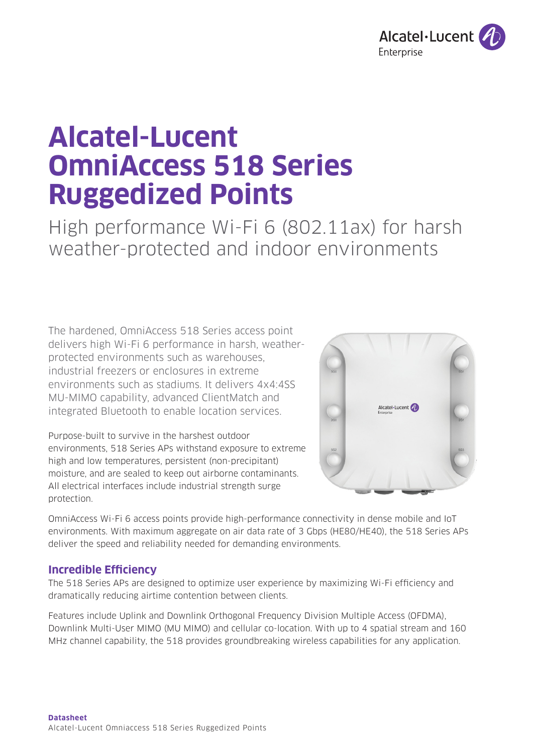# Alcatel-Lucent OmniAccess 518 Series Ruggedized Points

High performance Wi-Fi 6 (802.11ax) for harsh weather-protected and indoor environments

The hardened, OmniAccess 518 Series access point delivers high Wi-Fi 6 performance in harsh, weather-protected environments such as warehouses, industrial freezers or enclosures in extreme environments such as stadiums. It delivers 4x4:4SS MU-MIMO capability, advanced ClientMatch and integrated Bluetooth to enable location services.

Purpose-built to survive in the harshest outdoor environments, 518 Series APs withstand exposure to extreme high and low temperatures, persistent (non-precipitant) moisture, and are sealed to keep out airborne contaminants. All electrical interfaces include industrial strength surge protection.

OmniAccess Wi-Fi 6 access points provide high-performance connectivity in dense mobile and IoT environments. With maximum aggregate on air data rate of 3 Gbps (HE80/HE40), the 518 Series APs deliver the speed and reliability needed for demanding environments.

## Incredible Efficiency

The 518 Series APs are designed to optimize user experience by maximizing Wi-Fi efficiency and dramatically reducing airtime contention between clients.

Features include Uplink and Downlink Orthogonal Frequency Division Multiple Access (OFDMA), Downlink Multi-User MIMO (MU MIMO) and cellular co-location. With up to 4 spatial stream and 160 MHz channel capability, the 518 provides groundbreaking wireless capabilities for any application.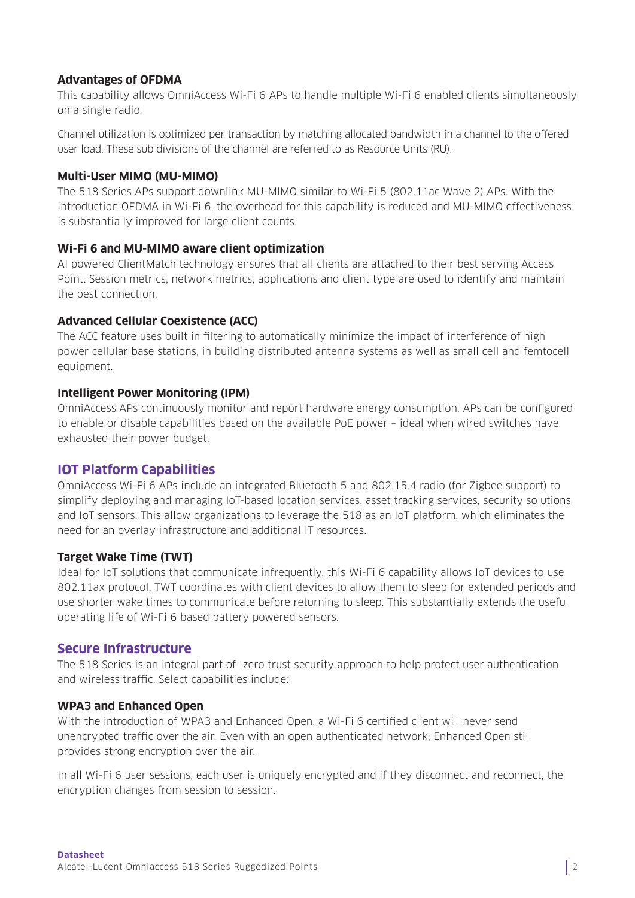### Advantages of OFDMA

This capability allows OmniAccess Wi-Fi 6 APs to handle multiple Wi-Fi 6 enabled clients simultaneously on a single radio.

Channel utilization is optimized per transaction by matching allocated bandwidth in a channel to the offered user load. These sub divisions of the channel are referred to as Resource Units (RU).

### Multi-User MIMO (MU-MIMO)

The 518 Series APs support downlink MU-MIMO similar to Wi-Fi 5 (802.11ac Wave 2) APs. With the introduction OFDMA in Wi-Fi 6, the overhead for this capability is reduced and MU-MIMO effectiveness is substantially improved for large client counts.

### Wi-Fi 6 and MU-MIMO aware client optimization

AI powered ClientMatch technology ensures that all clients are attached to their best serving Access Point. Session metrics, network metrics, applications and client type are used to identify and maintain the best connection.

### Advanced Cellular Coexistence (ACC)

The ACC feature uses built in filtering to automatically minimize the impact of interference of high power cellular base stations, in building distributed antenna systems as well as small cell and femtocell equipment.

### Intelligent Power Monitoring (IPM)

OmniAccess APs continuously monitor and report hardware energy consumption. APs can be configured to enable or disable capabilities based on the available PoE power – ideal when wired switches have exhausted their power budget.

## IOT Platform Capabilities

OmniAccess Wi-Fi 6 APs include an integrated Bluetooth 5 and 802.15.4 radio (for Zigbee support) to simplify deploying and managing IoT-based location services, asset tracking services, security solutions and IoT sensors. This allow organizations to leverage the 518 as an IoT platform, which eliminates the need for an overlay infrastructure and additional IT resources.

### Target Wake Time (TWT)

Ideal for IoT solutions that communicate infrequently, this Wi-Fi 6 capability allows IoT devices to use 802.11ax protocol. TWT coordinates with client devices to allow them to sleep for extended periods and use shorter wake times to communicate before returning to sleep. This substantially extends the useful operating life of Wi-Fi 6 based battery powered sensors.

## Secure Infrastructure

The 518 Series is an integral part of zero trust security approach to help protect user authentication and wireless traffic. Select capabilities include:

### WPA3 and Enhanced Open

With the introduction of WPA3 and Enhanced Open, a Wi-Fi 6 certified client will never send unencrypted traffic over the air. Even with an open authenticated network, Enhanced Open still provides strong encryption over the air.

In all Wi-Fi 6 user sessions, each user is uniquely encrypted and if they disconnect and reconnect, the encryption changes from session to session.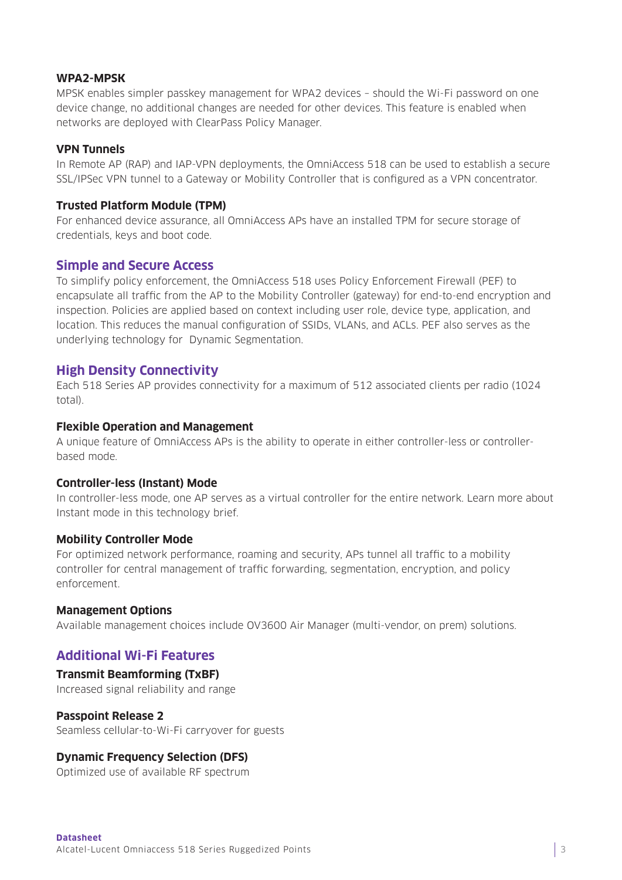### WPA2-MPSK

MPSK enables simpler passkey management for WPA2 devices – should the Wi-Fi password on one device change, no additional changes are needed for other devices. This feature is enabled when networks are deployed with ClearPass Policy Manager.

### VPN Tunnels

In Remote AP (RAP) and IAP-VPN deployments, the OmniAccess 518 can be used to establish a secure SSL/IPSec VPN tunnel to a Gateway or Mobility Controller that is configured as a VPN concentrator.

### Trusted Platform Module (TPM)

For enhanced device assurance, all OmniAccess APs have an installed TPM for secure storage of credentials, keys and boot code.

## Simple and Secure Access

To simplify policy enforcement, the OmniAccess 518 uses Policy Enforcement Firewall (PEF) to encapsulate all traffic from the AP to the Mobility Controller (gateway) for end-to-end encryption and inspection. Policies are applied based on context including user role, device type, application, and location. This reduces the manual configuration of SSIDs, VLANs, and ACLs. PEF also serves as the underlying technology for Dynamic Segmentation.

## High Density Connectivity

Each 518 Series AP provides connectivity for a maximum of 512 associated clients per radio (1024 total).

### Flexible Operation and Management

A unique feature of OmniAccess APs is the ability to operate in either controller-less or controller-based mode.

### Controller-less (Instant) Mode

In controller-less mode, one AP serves as a virtual controller for the entire network. Learn more about Instant mode in this technology brief.

### Mobility Controller Mode

For optimized network performance, roaming and security, APs tunnel all traffic to a mobility controller for central management of traffic forwarding, segmentation, encryption, and policy enforcement.

### Management Options

Available management choices include OV3600 Air Manager (multi-vendor, on prem) solutions.

## Additional Wi-Fi Features

### Transmit Beamforming (TxBF)

Increased signal reliability and range

### Passpoint Release 2

Seamless cellular-to-Wi-Fi carryover for guests

### Dynamic Frequency Selection (DFS)

Optimized use of available RF spectrum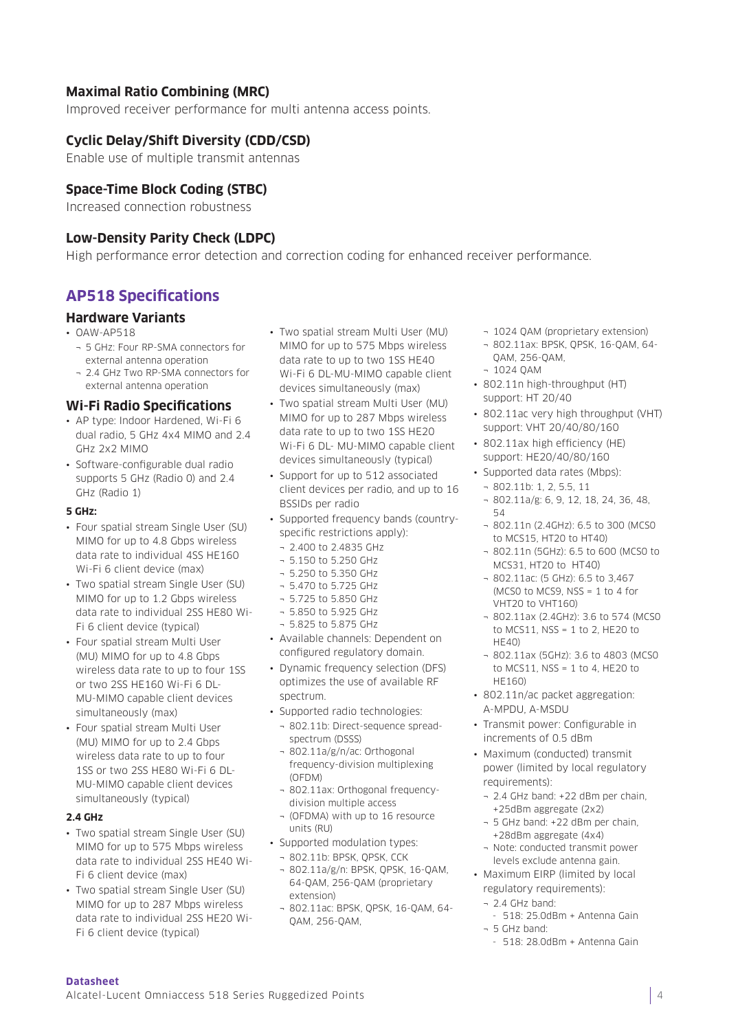### Maximal Ratio Combining (MRC)

Improved receiver performance for multi antenna access points.

### Cyclic Delay/Shift Diversity (CDD/CSD)

Enable use of multiple transmit antennas

### Space-Time Block Coding (STBC)

Increased connection robustness

### Low-Density Parity Check (LDPC)

High performance error detection and correction coding for enhanced receiver performance.

## AP518 Specifications

### Hardware Variants

- OAW-AP518
  - 5 GHz: Four RP-SMA connectors for external antenna operation
  - 2.4 GHz Two RP-SMA connectors for external antenna operation

### Wi-Fi Radio Specifications

- AP type: Indoor Hardened, Wi-Fi 6 dual radio, 5 GHz 4x4 MIMO and 2.4 GHz 2x2 MIMO
- Software-configurable dual radio supports 5 GHz (Radio 0) and 2.4 GHz (Radio 1)

**5 GHz:**

- Four spatial stream Single User (SU) MIMO for up to 4.8 Gbps wireless data rate to individual 4SS HE160 Wi-Fi 6 client device (max)
- Two spatial stream Single User (SU) MIMO for up to 1.2 Gbps wireless data rate to individual 2SS HE80 Wi-Fi 6 client device (typical)
- Four spatial stream Multi User (MU) MIMO for up to 4.8 Gbps wireless data rate to up to four 1SS or two 2SS HE160 Wi-Fi 6 DL-MU-MIMO capable client devices simultaneously (max)
- Four spatial stream Multi User (MU) MIMO for up to 2.4 Gbps wireless data rate to up to four 1SS or two 2SS HE80 Wi-Fi 6 DL-MU-MIMO capable client devices simultaneously (typical)

**2.4 GHz**

- Two spatial stream Single User (SU) MIMO for up to 575 Mbps wireless data rate to individual 2SS HE40 Wi-Fi 6 client device (max)
- Two spatial stream Single User (SU) MIMO for up to 287 Mbps wireless data rate to individual 2SS HE20 Wi-Fi 6 client device (typical)
- Two spatial stream Multi User (MU) MIMO for up to 575 Mbps wireless data rate to up to two 1SS HE40 Wi-Fi 6 DL-MU-MIMO capable client devices simultaneously (max)
- Two spatial stream Multi User (MU) MIMO for up to 287 Mbps wireless data rate to up to two 1SS HE20 Wi-Fi 6 DL- MU-MIMO capable client devices simultaneously (typical)
- Support for up to 512 associated client devices per radio, and up to 16 BSSIDs per radio
- Supported frequency bands (country-specific restrictions apply):
  - 2.400 to 2.4835 GHz
  - 5.150 to 5.250 GHz
  - 5.250 to 5.350 GHz
  - 5.470 to 5.725 GHz
  - 5.725 to 5.850 GHz
  - 5.850 to 5.925 GHz
  - 5.825 to 5.875 GHz
- Available channels: Dependent on configured regulatory domain.
- Dynamic frequency selection (DFS) optimizes the use of available RF spectrum.
- Supported radio technologies:
  - 802.11b: Direct-sequence spread-spectrum (DSSS)
  - 802.11a/g/n/ac: Orthogonal frequency-division multiplexing (OFDM)
  - 802.11ax: Orthogonal frequency-division multiple access
  - (OFDMA) with up to 16 resource units (RU)
- Supported modulation types:
  - 802.11b: BPSK, QPSK, CCK
  - 802.11a/g/n: BPSK, QPSK, 16-QAM, 64-QAM, 256-QAM (proprietary extension)
  - 802.11ac: BPSK, QPSK, 16-QAM, 64-QAM, 256-QAM,
  - 1024 QAM (proprietary extension)
  - 802.11ax: BPSK, QPSK, 16-QAM, 64-QAM, 256-QAM,
  - 1024 QAM
- 802.11n high-throughput (HT) support: HT 20/40
- 802.11ac very high throughput (VHT) support: VHT 20/40/80/160
- 802.11ax high efficiency (HE) support: HE20/40/80/160
- Supported data rates (Mbps):
  - 802.11b: 1, 2, 5.5, 11
  - 802.11a/g: 6, 9, 12, 18, 24, 36, 48, 54
  - 802.11n (2.4GHz): 6.5 to 300 (MCS0 to MCS15, HT20 to HT40)
  - 802.11n (5GHz): 6.5 to 600 (MCS0 to MCS31, HT20 to HT40)
  - 802.11ac: (5 GHz): 6.5 to 3,467 (MCS0 to MCS9, NSS = 1 to 4 for VHT20 to VHT160)
  - 802.11ax (2.4GHz): 3.6 to 574 (MCS0 to MCS11, NSS = 1 to 2, HE20 to HE40)
  - 802.11ax (5GHz): 3.6 to 4803 (MCS0 to MCS11, NSS = 1 to 4, HE20 to HE160)
- 802.11n/ac packet aggregation: A-MPDU, A-MSDU
- Transmit power: Configurable in increments of 0.5 dBm
- Maximum (conducted) transmit power (limited by local regulatory requirements):
  - 2.4 GHz band: +22 dBm per chain, +25dBm aggregate (2x2)
  - 5 GHz band: +22 dBm per chain, +28dBm aggregate (4x4)
  - Note: conducted transmit power levels exclude antenna gain.
- Maximum EIRP (limited by local regulatory requirements):
  - 2.4 GHz band:
    - 518: 25.0dBm + Antenna Gain
  - 5 GHz band:
    - 518: 28.0dBm + Antenna Gain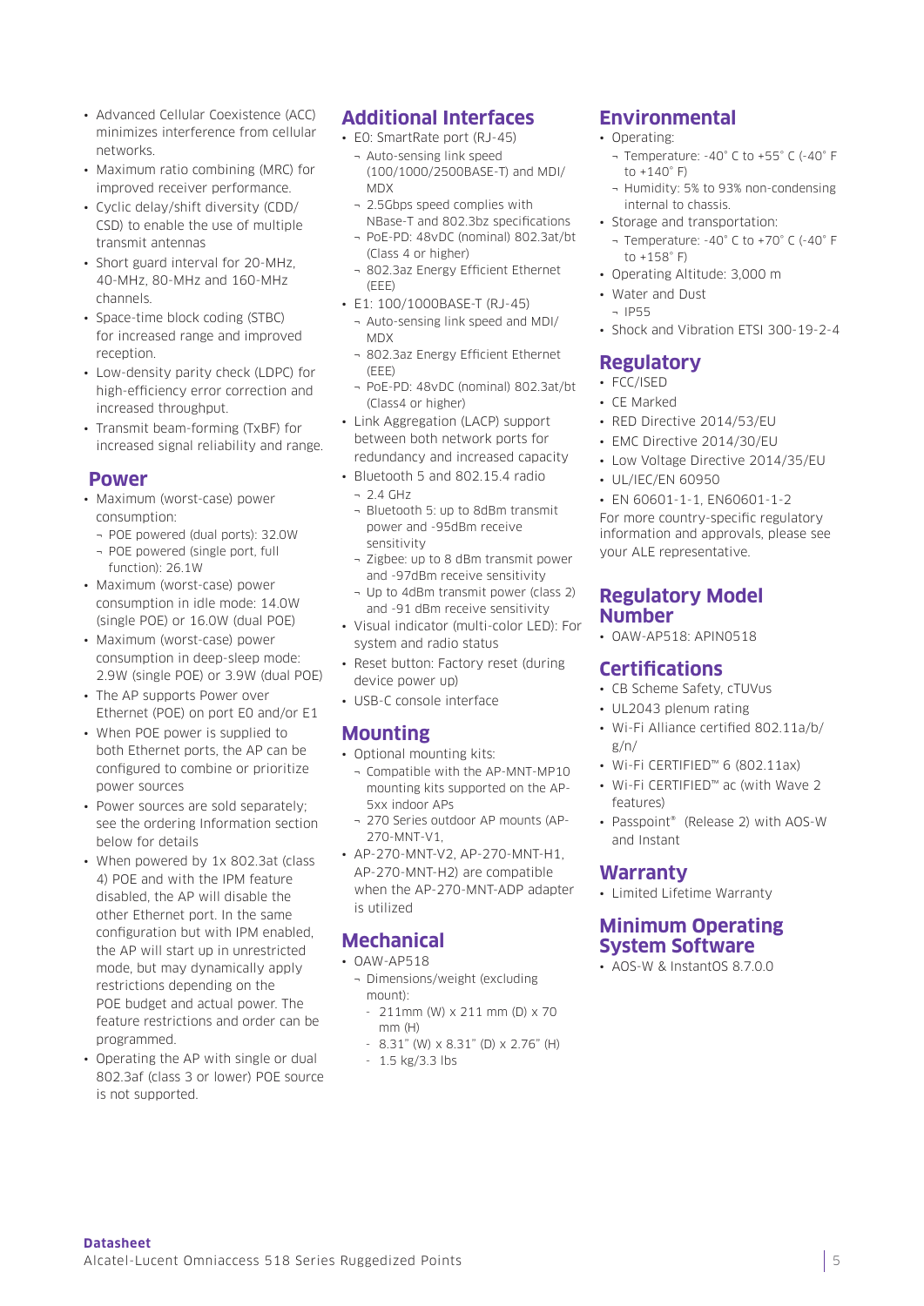- Advanced Cellular Coexistence (ACC) minimizes interference from cellular networks.
- Maximum ratio combining (MRC) for improved receiver performance.
- Cyclic delay/shift diversity (CDD/CSD) to enable the use of multiple transmit antennas
- Short guard interval for 20-MHz, 40-MHz, 80-MHz and 160-MHz channels.
- Space-time block coding (STBC) for increased range and improved reception.
- Low-density parity check (LDPC) for high-efficiency error correction and increased throughput.
- Transmit beam-forming (TxBF) for increased signal reliability and range.

## Power

- Maximum (worst-case) power consumption:
  - POE powered (dual ports): 32.0W
  - POE powered (single port, full function): 26.1W
- Maximum (worst-case) power consumption in idle mode: 14.0W (single POE) or 16.0W (dual POE)
- Maximum (worst-case) power consumption in deep-sleep mode: 2.9W (single POE) or 3.9W (dual POE)
- The AP supports Power over Ethernet (POE) on port E0 and/or E1
- When POE power is supplied to both Ethernet ports, the AP can be configured to combine or prioritize power sources
- Power sources are sold separately; see the ordering Information section below for details
- When powered by 1x 802.3at (class 4) POE and with the IPM feature disabled, the AP will disable the other Ethernet port. In the same configuration but with IPM enabled, the AP will start up in unrestricted mode, but may dynamically apply restrictions depending on the POE budget and actual power. The feature restrictions and order can be programmed.
- Operating the AP with single or dual 802.3af (class 3 or lower) POE source is not supported.

## Additional Interfaces

- E0: SmartRate port (RJ-45)
  - Auto-sensing link speed (100/1000/2500BASE-T) and MDI/MDX
  - 2.5Gbps speed complies with NBase-T and 802.3bz specifications
  - PoE-PD: 48vDC (nominal) 802.3at/bt (Class 4 or higher)
  - 802.3az Energy Efficient Ethernet (EEE)
- E1: 100/1000BASE-T (RJ-45)
  - Auto-sensing link speed and MDI/MDX
  - 802.3az Energy Efficient Ethernet (EEE)
  - PoE-PD: 48vDC (nominal) 802.3at/bt (Class4 or higher)
- Link Aggregation (LACP) support between both network ports for redundancy and increased capacity
- Bluetooth 5 and 802.15.4 radio
  - 2.4 GHz
  - Bluetooth 5: up to 8dBm transmit power and -95dBm receive sensitivity
  - Zigbee: up to 8 dBm transmit power and -97dBm receive sensitivity
  - Up to 4dBm transmit power (class 2) and -91 dBm receive sensitivity
- Visual indicator (multi-color LED): For system and radio status
- Reset button: Factory reset (during device power up)
- USB-C console interface

## Mounting

- Optional mounting kits:
  - Compatible with the AP-MNT-MP10 mounting kits supported on the AP-5xx indoor APs
  - 270 Series outdoor AP mounts (AP-270-MNT-V1,
- AP-270-MNT-V2, AP-270-MNT-H1, AP-270-MNT-H2) are compatible when the AP-270-MNT-ADP adapter is utilized

## Mechanical

- OAW-AP518
  - Dimensions/weight (excluding mount):
    - 211mm (W) x 211 mm (D) x 70 mm (H)
    - 8.31" (W) x 8.31" (D) x 2.76" (H)
    - 1.5 kg/3.3 lbs

## Environmental

- Operating:
  - Temperature: -40° C to +55° C (-40° F to +140° F)
  - Humidity: 5% to 93% non-condensing internal to chassis.
- Storage and transportation:
  - Temperature: -40° C to +70° C (-40° F to +158° F)
- Operating Altitude: 3,000 m
- Water and Dust
  - IP55
- Shock and Vibration ETSI 300-19-2-4

## Regulatory

- FCC/ISED
- CE Marked
- RED Directive 2014/53/EU
- EMC Directive 2014/30/EU
- Low Voltage Directive 2014/35/EU
- UL/IEC/EN 60950
- EN 60601-1-1, EN60601-1-2

For more country-specific regulatory information and approvals, please see your ALE representative.

## Regulatory Model Number

- OAW-AP518: APIN0518

## Certifications

- CB Scheme Safety, cTUVus
- UL2043 plenum rating
- Wi-Fi Alliance certified 802.11a/b/g/n/
- Wi-Fi CERTIFIED™ 6 (802.11ax)
- Wi-Fi CERTIFIED™ ac (with Wave 2 features)
- Passpoint® (Release 2) with AOS-W and Instant

## Warranty

- Limited Lifetime Warranty

## Minimum Operating System Software

- AOS-W & InstantOS 8.7.0.0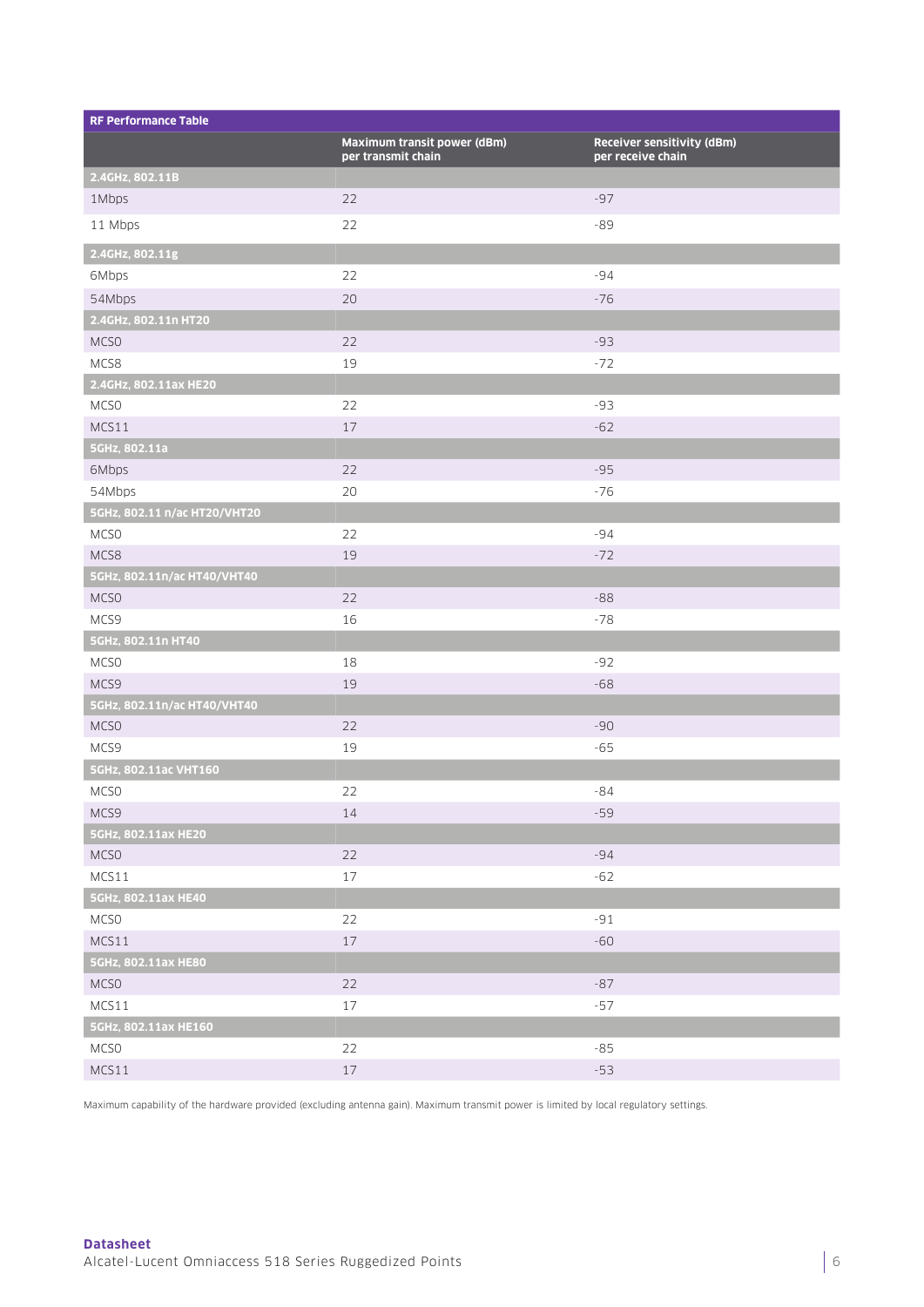| RF Performance Table | | |
|---|---|---|
| | **Maximum transit power (dBm) per transmit chain** | **Receiver sensitivity (dBm) per receive chain** |
| **2.4GHz, 802.11B** | | |
| 1Mbps | 22 | -97 |
| 11 Mbps | 22 | -89 |
| **2.4GHz, 802.11g** | | |
| 6Mbps | 22 | -94 |
| 54Mbps | 20 | -76 |
| **2.4GHz, 802.11n HT20** | | |
| MCS0 | 22 | -93 |
| MCS8 | 19 | -72 |
| **2.4GHz, 802.11ax HE20** | | |
| MCS0 | 22 | -93 |
| MCS11 | 17 | -62 |
| **5GHz, 802.11a** | | |
| 6Mbps | 22 | -95 |
| 54Mbps | 20 | -76 |
| **5GHz, 802.11 n/ac HT20/VHT20** | | |
| MCS0 | 22 | -94 |
| MCS8 | 19 | -72 |
| **5GHz, 802.11n/ac HT40/VHT40** | | |
| MCS0 | 22 | -88 |
| MCS9 | 16 | -78 |
| **5GHz, 802.11n HT40** | | |
| MCS0 | 18 | -92 |
| MCS9 | 19 | -68 |
| **5GHz, 802.11n/ac HT40/VHT40** | | |
| MCS0 | 22 | -90 |
| MCS9 | 19 | -65 |
| **5GHz, 802.11ac VHT160** | | |
| MCS0 | 22 | -84 |
| MCS9 | 14 | -59 |
| **5GHz, 802.11ax HE20** | | |
| MCS0 | 22 | -94 |
| MCS11 | 17 | -62 |
| **5GHz, 802.11ax HE40** | | |
| MCS0 | 22 | -91 |
| MCS11 | 17 | -60 |
| **5GHz, 802.11ax HE80** | | |
| MCS0 | 22 | -87 |
| MCS11 | 17 | -57 |
| **5GHz, 802.11ax HE160** | | |
| MCS0 | 22 | -85 |
| MCS11 | 17 | -53 |

Maximum capability of the hardware provided (excluding antenna gain). Maximum transmit power is limited by local regulatory settings.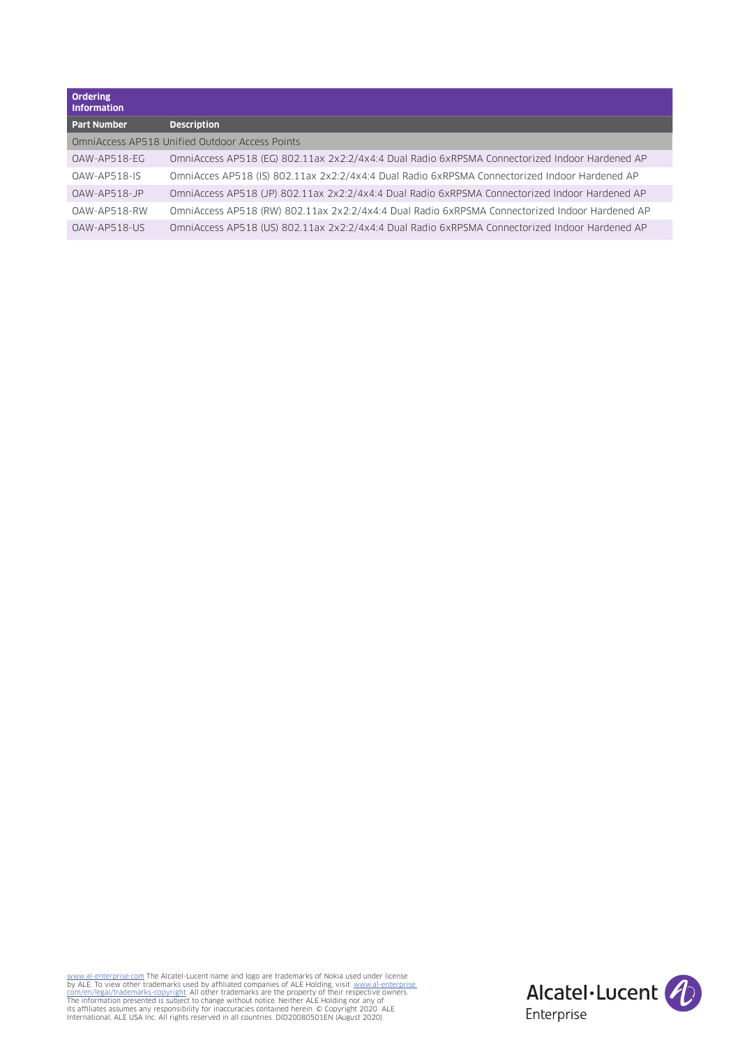| Ordering Information | |
|---|---|
| **Part Number** | **Description** |
| OmniAccess AP518 Unified Outdoor Access Points | |
| OAW-AP518-EG | OmniAccess AP518 (EG) 802.11ax 2x2:2/4x4:4 Dual Radio 6xRPSMA Connectorized Indoor Hardened AP |
| OAW-AP518-IS | OmniAcces AP518 (IS) 802.11ax 2x2:2/4x4:4 Dual Radio 6xRPSMA Connectorized Indoor Hardened AP |
| OAW-AP518-JP | OmniAccess AP518 (JP) 802.11ax 2x2:2/4x4:4 Dual Radio 6xRPSMA Connectorized Indoor Hardened AP |
| OAW-AP518-RW | OmniAccess AP518 (RW) 802.11ax 2x2:2/4x4:4 Dual Radio 6xRPSMA Connectorized Indoor Hardened AP |
| OAW-AP518-US | OmniAccess AP518 (US) 802.11ax 2x2:2/4x4:4 Dual Radio 6xRPSMA Connectorized Indoor Hardened AP |

www.al-enterprise.com The Alcatel-Lucent name and logo are trademarks of Nokia used under license by ALE. To view other trademarks used by affiliated companies of ALE Holding, visit: www.al-enterprise.com/en/legal/trademarks-copyright. All other trademarks are the property of their respective owners. The information presented is subject to change without notice. Neither ALE Holding nor any of its affiliates assumes any responsibility for inaccuracies contained herein. © Copyright 2020 ALE International, ALE USA Inc. All rights reserved in all countries. DID20080501EN (August 2020)

Alcatel·Lucent Enterprise